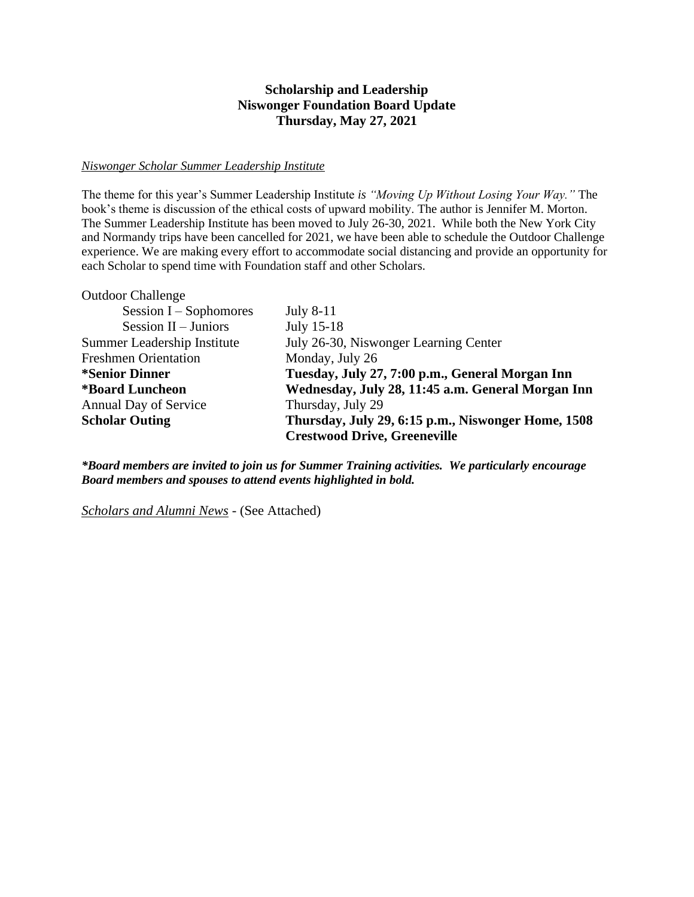**Scholarship and Leadership**
**Niswonger Foundation Board Update**
**Thursday, May 27, 2021**

*Niswonger Scholar Summer Leadership Institute*

The theme for this year's Summer Leadership Institute *is "Moving Up Without Losing Your Way."* The book's theme is discussion of the ethical costs of upward mobility. The author is Jennifer M. Morton. The Summer Leadership Institute has been moved to July 26-30, 2021. While both the New York City and Normandy trips have been cancelled for 2021, we have been able to schedule the Outdoor Challenge experience. We are making every effort to accommodate social distancing and provide an opportunity for each Scholar to spend time with Foundation staff and other Scholars.

| | |
|---|---|
| Outdoor Challenge | |
| Session I – Sophomores | July 8-11 |
| Session II – Juniors | July 15-18 |
| Summer Leadership Institute | July 26-30, Niswonger Learning Center |
| Freshmen Orientation | Monday, July 26 |
| **\*Senior Dinner** | **Tuesday, July 27, 7:00 p.m., General Morgan Inn** |
| **\*Board Luncheon** | **Wednesday, July 28, 11:45 a.m. General Morgan Inn** |
| Annual Day of Service | Thursday, July 29 |
| **Scholar Outing** | **Thursday, July 29, 6:15 p.m., Niswonger Home, 1508 Crestwood Drive, Greeneville** |

***\*Board members are invited to join us for Summer Training activities. We particularly encourage Board members and spouses to attend events highlighted in bold.***

*Scholars and Alumni News* - (See Attached)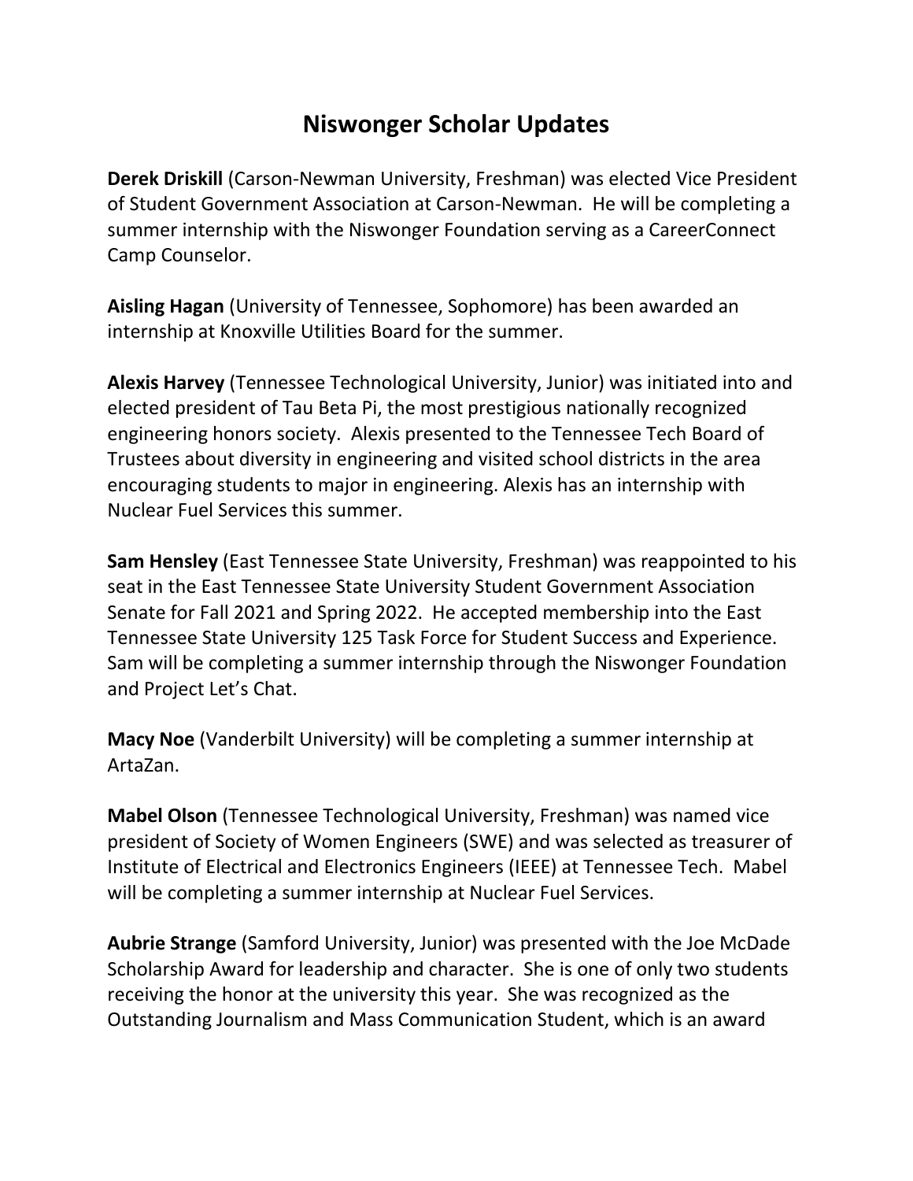# Niswonger Scholar Updates

**Derek Driskill** (Carson-Newman University, Freshman) was elected Vice President of Student Government Association at Carson-Newman. He will be completing a summer internship with the Niswonger Foundation serving as a CareerConnect Camp Counselor.

**Aisling Hagan** (University of Tennessee, Sophomore) has been awarded an internship at Knoxville Utilities Board for the summer.

**Alexis Harvey** (Tennessee Technological University, Junior) was initiated into and elected president of Tau Beta Pi, the most prestigious nationally recognized engineering honors society. Alexis presented to the Tennessee Tech Board of Trustees about diversity in engineering and visited school districts in the area encouraging students to major in engineering. Alexis has an internship with Nuclear Fuel Services this summer.

**Sam Hensley** (East Tennessee State University, Freshman) was reappointed to his seat in the East Tennessee State University Student Government Association Senate for Fall 2021 and Spring 2022. He accepted membership into the East Tennessee State University 125 Task Force for Student Success and Experience. Sam will be completing a summer internship through the Niswonger Foundation and Project Let's Chat.

**Macy Noe** (Vanderbilt University) will be completing a summer internship at ArtaZan.

**Mabel Olson** (Tennessee Technological University, Freshman) was named vice president of Society of Women Engineers (SWE) and was selected as treasurer of Institute of Electrical and Electronics Engineers (IEEE) at Tennessee Tech. Mabel will be completing a summer internship at Nuclear Fuel Services.

**Aubrie Strange** (Samford University, Junior) was presented with the Joe McDade Scholarship Award for leadership and character. She is one of only two students receiving the honor at the university this year. She was recognized as the Outstanding Journalism and Mass Communication Student, which is an award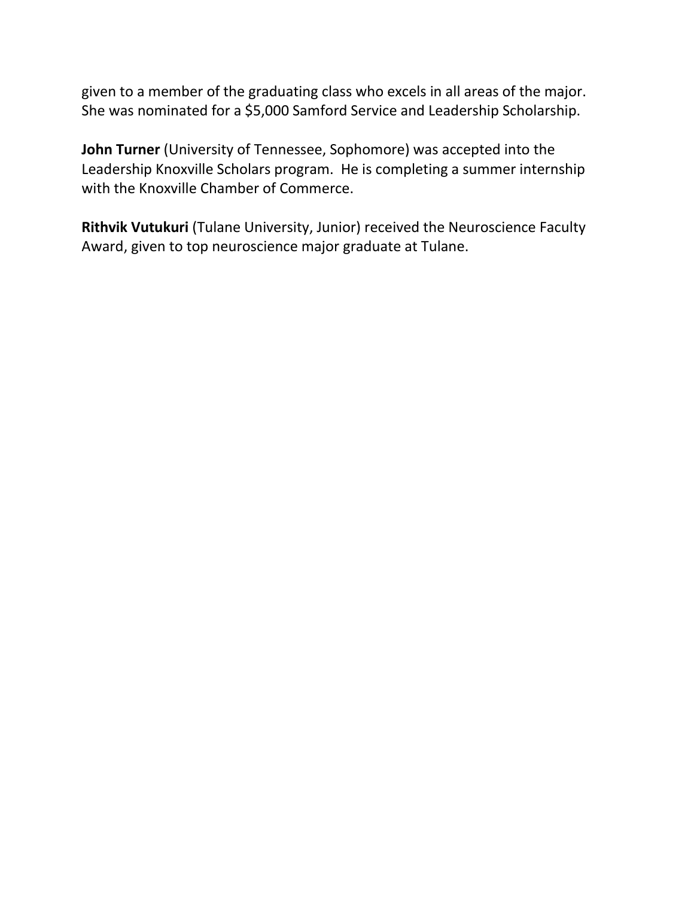given to a member of the graduating class who excels in all areas of the major. She was nominated for a $5,000 Samford Service and Leadership Scholarship.

**John Turner** (University of Tennessee, Sophomore) was accepted into the Leadership Knoxville Scholars program. He is completing a summer internship with the Knoxville Chamber of Commerce.

**Rithvik Vutukuri** (Tulane University, Junior) received the Neuroscience Faculty Award, given to top neuroscience major graduate at Tulane.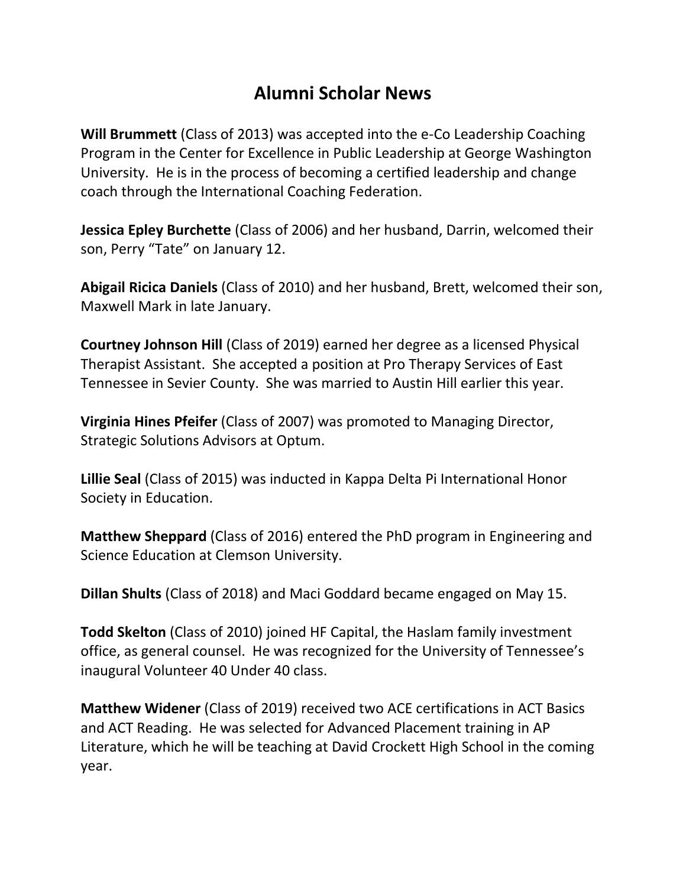# Alumni Scholar News

**Will Brummett** (Class of 2013) was accepted into the e-Co Leadership Coaching Program in the Center for Excellence in Public Leadership at George Washington University. He is in the process of becoming a certified leadership and change coach through the International Coaching Federation.

**Jessica Epley Burchette** (Class of 2006) and her husband, Darrin, welcomed their son, Perry "Tate" on January 12.

**Abigail Ricica Daniels** (Class of 2010) and her husband, Brett, welcomed their son, Maxwell Mark in late January.

**Courtney Johnson Hill** (Class of 2019) earned her degree as a licensed Physical Therapist Assistant. She accepted a position at Pro Therapy Services of East Tennessee in Sevier County. She was married to Austin Hill earlier this year.

**Virginia Hines Pfeifer** (Class of 2007) was promoted to Managing Director, Strategic Solutions Advisors at Optum.

**Lillie Seal** (Class of 2015) was inducted in Kappa Delta Pi International Honor Society in Education.

**Matthew Sheppard** (Class of 2016) entered the PhD program in Engineering and Science Education at Clemson University.

**Dillan Shults** (Class of 2018) and Maci Goddard became engaged on May 15.

**Todd Skelton** (Class of 2010) joined HF Capital, the Haslam family investment office, as general counsel. He was recognized for the University of Tennessee's inaugural Volunteer 40 Under 40 class.

**Matthew Widener** (Class of 2019) received two ACE certifications in ACT Basics and ACT Reading. He was selected for Advanced Placement training in AP Literature, which he will be teaching at David Crockett High School in the coming year.